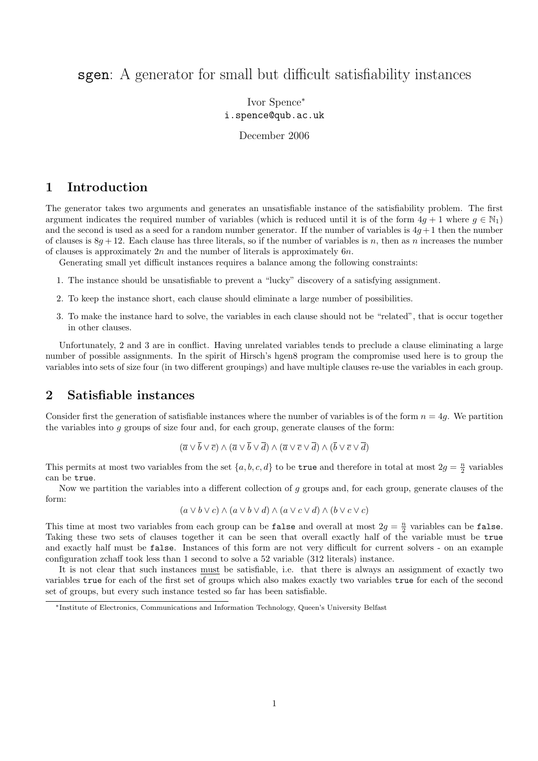# `sgen`: A generator for small but difficult satisfiability instances

Ivor Spence[*]
`i.spence@qub.ac.uk`

December 2006

## 1 Introduction

The generator takes two arguments and generates an unsatisfiable instance of the satisfiability problem. The first argument indicates the required number of variables (which is reduced until it is of the form $4g + 1$ where $g \in \mathbb{N}_1$) and the second is used as a seed for a random number generator. If the number of variables is $4g + 1$ then the number of clauses is $8g + 12$. Each clause has three literals, so if the number of variables is $n$, then as $n$ increases the number of clauses is approximately $2n$ and the number of literals is approximately $6n$.

Generating small yet difficult instances requires a balance among the following constraints:

1. The instance should be unsatisfiable to prevent a "lucky" discovery of a satisfying assignment.
2. To keep the instance short, each clause should eliminate a large number of possibilities.
3. To make the instance hard to solve, the variables in each clause should not be "related", that is occur together in other clauses.

Unfortunately, 2 and 3 are in conflict. Having unrelated variables tends to preclude a clause eliminating a large number of possible assignments. In the spirit of Hirsch's hgen8 program the compromise used here is to group the variables into sets of size four (in two different groupings) and have multiple clauses re-use the variables in each group.

## 2 Satisfiable instances

Consider first the generation of satisfiable instances where the number of variables is of the form $n = 4g$. We partition the variables into $g$ groups of size four and, for each group, generate clauses of the form:

$$(\overline{a} \vee \overline{b} \vee \overline{c}) \wedge (\overline{a} \vee \overline{b} \vee \overline{d}) \wedge (\overline{a} \vee \overline{c} \vee \overline{d}) \wedge (\overline{b} \vee \overline{c} \vee \overline{d})$$

This permits at most two variables from the set $\{a, b, c, d\}$ to be `true` and therefore in total at most $2g = \frac{n}{2}$ variables can be `true`.

Now we partition the variables into a different collection of $g$ groups and, for each group, generate clauses of the form:

$$(a \vee b \vee c) \wedge (a \vee b \vee d) \wedge (a \vee c \vee d) \wedge (b \vee c \vee c)$$

This time at most two variables from each group can be `false` and overall at most $2g = \frac{n}{2}$ variables can be `false`. Taking these two sets of clauses together it can be seen that overall exactly half of the variable must be `true` and exactly half must be `false`. Instances of this form are not very difficult for current solvers - on an example configuration zchaff took less than 1 second to solve a 52 variable (312 literals) instance.

It is not clear that such instances <u>must</u> be satisfiable, i.e. that there is always an assignment of exactly two variables `true` for each of the first set of groups which also makes exactly two variables `true` for each of the second set of groups, but every such instance tested so far has been satisfiable.

[*]Institute of Electronics, Communications and Information Technology, Queen's University Belfast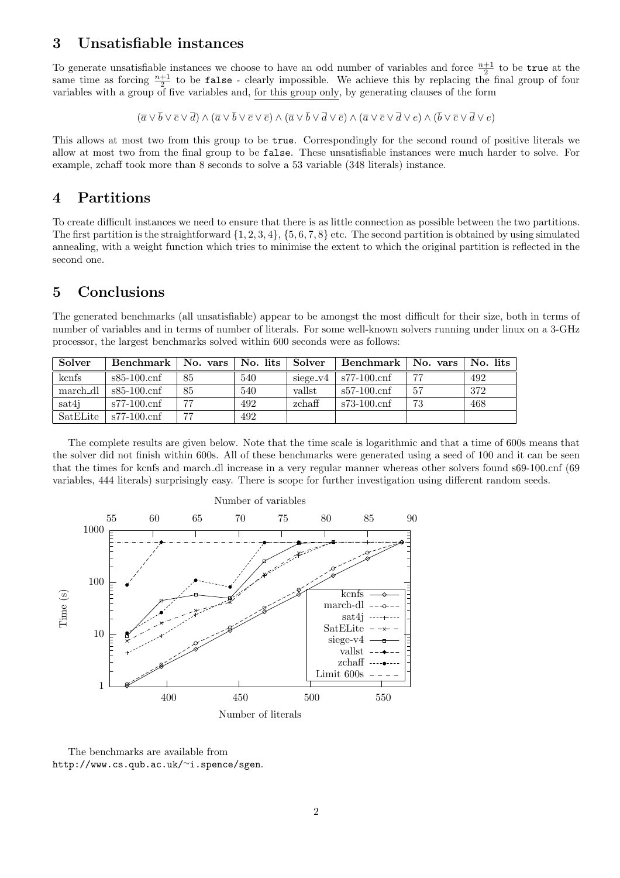## 3 Unsatisfiable instances

To generate unsatisfiable instances we choose to have an odd number of variables and force $\frac{n+1}{2}$ to be `true` at the same time as forcing $\frac{n+1}{2}$ to be `false` - clearly impossible. We achieve this by replacing the final group of four variables with a group of five variables and, for this group only, by generating clauses of the form

$$(\overline{a} \vee \overline{b} \vee \overline{c} \vee \overline{d}) \wedge (\overline{a} \vee \overline{b} \vee \overline{c} \vee \overline{e}) \wedge (\overline{a} \vee \overline{b} \vee \overline{d} \vee \overline{e}) \wedge (\overline{a} \vee \overline{c} \vee \overline{d} \vee e) \wedge (\overline{b} \vee \overline{c} \vee \overline{d} \vee e)$$

This allows at most two from this group to be `true`. Correspondingly for the second round of positive literals we allow at most two from the final group to be `false`. These unsatisfiable instances were much harder to solve. For example, zchaff took more than 8 seconds to solve a 53 variable (348 literals) instance.

## 4 Partitions

To create difficult instances we need to ensure that there is as little connection as possible between the two partitions. The first partition is the straightforward $\{1, 2, 3, 4\}$, $\{5, 6, 7, 8\}$ etc. The second partition is obtained by using simulated annealing, with a weight function which tries to minimise the extent to which the original partition is reflected in the second one.

## 5 Conclusions

The generated benchmarks (all unsatisfiable) appear to be amongst the most difficult for their size, both in terms of number of variables and in terms of number of literals. For some well-known solvers running under linux on a 3-GHz processor, the largest benchmarks solved within 600 seconds were as follows:

| Solver | Benchmark | No. vars | No. lits | Solver | Benchmark | No. vars | No. lits |
|---|---|---|---|---|---|---|---|
| kcnfs | s85-100.cnf | 85 | 540 | siege_v4 | s77-100.cnf | 77 | 492 |
| march_dl | s85-100.cnf | 85 | 540 | vallst | s57-100.cnf | 57 | 372 |
| sat4j | s77-100.cnf | 77 | 492 | zchaff | s73-100.cnf | 73 | 468 |
| SatELite | s77-100.cnf | 77 | 492 | | | | |

The complete results are given below. Note that the time scale is logarithmic and that a time of 600s means that the solver did not finish within 600s. All of these benchmarks were generated using a seed of 100 and it can be seen that the times for kcnfs and march_dl increase in a very regular manner whereas other solvers found s69-100.cnf (69 variables, 444 literals) surprisingly easy. There is scope for further investigation using different random seeds.

Number of variables

55 60 65 70 75 80 85 90

Time (s)

1000
100
10
1

kcnfs
march-dl
sat4j
SatELite
siege-v4
vallst
zchaff
Limit 600s

400 450 500 550

Number of literals

The benchmarks are available from
http://www.cs.qub.ac.uk/~i.spence/sgen.